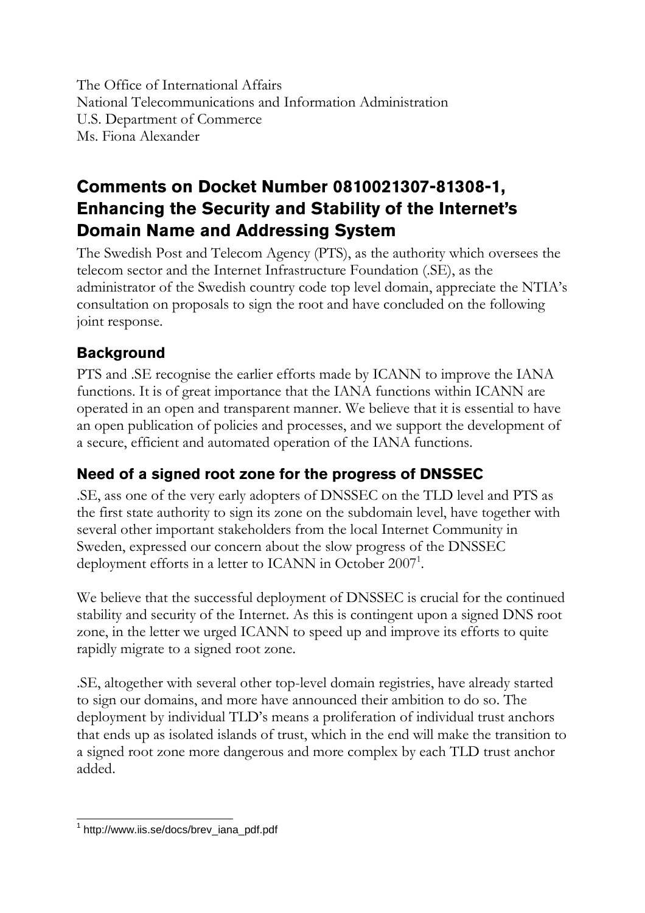The Office of International Affairs
National Telecommunications and Information Administration
U.S. Department of Commerce
Ms. Fiona Alexander

# Comments on Docket Number 0810021307-81308-1, Enhancing the Security and Stability of the Internet's Domain Name and Addressing System

The Swedish Post and Telecom Agency (PTS), as the authority which oversees the telecom sector and the Internet Infrastructure Foundation (.SE), as the administrator of the Swedish country code top level domain, appreciate the NTIA's consultation on proposals to sign the root and have concluded on the following joint response.

## Background

PTS and .SE recognise the earlier efforts made by ICANN to improve the IANA functions. It is of great importance that the IANA functions within ICANN are operated in an open and transparent manner. We believe that it is essential to have an open publication of policies and processes, and we support the development of a secure, efficient and automated operation of the IANA functions.

## Need of a signed root zone for the progress of DNSSEC

.SE, ass one of the very early adopters of DNSSEC on the TLD level and PTS as the first state authority to sign its zone on the subdomain level, have together with several other important stakeholders from the local Internet Community in Sweden, expressed our concern about the slow progress of the DNSSEC deployment efforts in a letter to ICANN in October 2007[1].

We believe that the successful deployment of DNSSEC is crucial for the continued stability and security of the Internet. As this is contingent upon a signed DNS root zone, in the letter we urged ICANN to speed up and improve its efforts to quite rapidly migrate to a signed root zone.

.SE, altogether with several other top-level domain registries, have already started to sign our domains, and more have announced their ambition to do so. The deployment by individual TLD's means a proliferation of individual trust anchors that ends up as isolated islands of trust, which in the end will make the transition to a signed root zone more dangerous and more complex by each TLD trust anchor added.

[1] http://www.iis.se/docs/brev_iana_pdf.pdf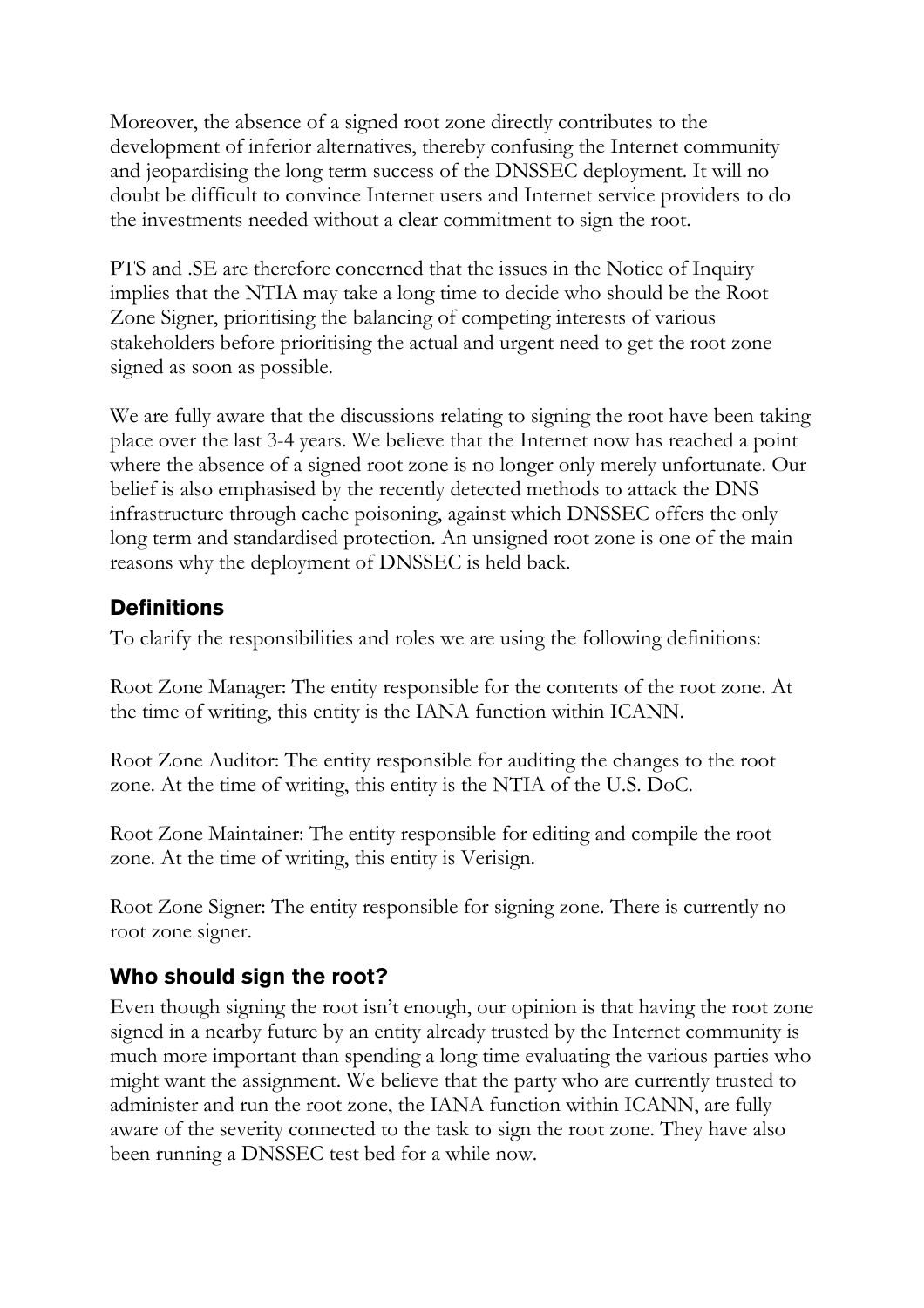Moreover, the absence of a signed root zone directly contributes to the development of inferior alternatives, thereby confusing the Internet community and jeopardising the long term success of the DNSSEC deployment. It will no doubt be difficult to convince Internet users and Internet service providers to do the investments needed without a clear commitment to sign the root.

PTS and .SE are therefore concerned that the issues in the Notice of Inquiry implies that the NTIA may take a long time to decide who should be the Root Zone Signer, prioritising the balancing of competing interests of various stakeholders before prioritising the actual and urgent need to get the root zone signed as soon as possible.

We are fully aware that the discussions relating to signing the root have been taking place over the last 3-4 years. We believe that the Internet now has reached a point where the absence of a signed root zone is no longer only merely unfortunate. Our belief is also emphasised by the recently detected methods to attack the DNS infrastructure through cache poisoning, against which DNSSEC offers the only long term and standardised protection. An unsigned root zone is one of the main reasons why the deployment of DNSSEC is held back.

## Definitions

To clarify the responsibilities and roles we are using the following definitions:

Root Zone Manager: The entity responsible for the contents of the root zone. At the time of writing, this entity is the IANA function within ICANN.

Root Zone Auditor: The entity responsible for auditing the changes to the root zone. At the time of writing, this entity is the NTIA of the U.S. DoC.

Root Zone Maintainer: The entity responsible for editing and compile the root zone. At the time of writing, this entity is Verisign.

Root Zone Signer: The entity responsible for signing zone. There is currently no root zone signer.

## Who should sign the root?

Even though signing the root isn't enough, our opinion is that having the root zone signed in a nearby future by an entity already trusted by the Internet community is much more important than spending a long time evaluating the various parties who might want the assignment. We believe that the party who are currently trusted to administer and run the root zone, the IANA function within ICANN, are fully aware of the severity connected to the task to sign the root zone. They have also been running a DNSSEC test bed for a while now.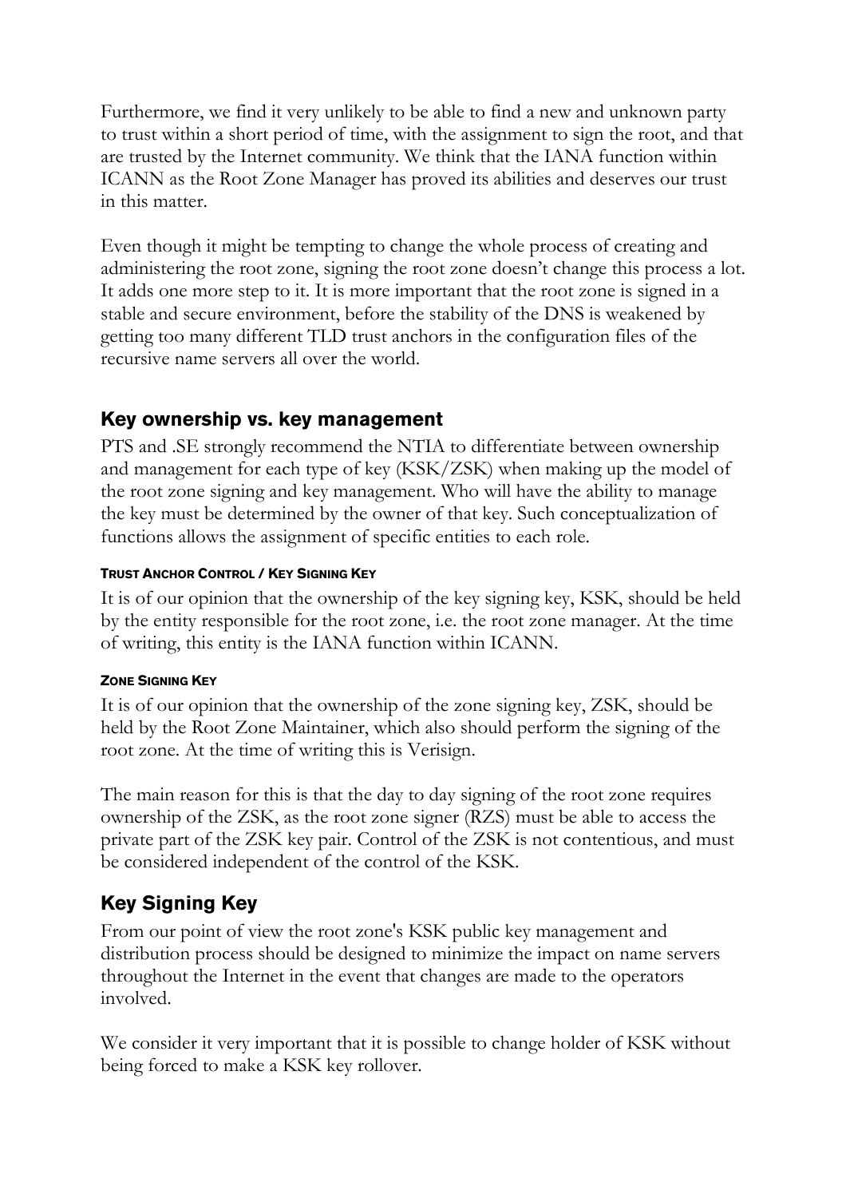Furthermore, we find it very unlikely to be able to find a new and unknown party to trust within a short period of time, with the assignment to sign the root, and that are trusted by the Internet community. We think that the IANA function within ICANN as the Root Zone Manager has proved its abilities and deserves our trust in this matter.

Even though it might be tempting to change the whole process of creating and administering the root zone, signing the root zone doesn't change this process a lot. It adds one more step to it. It is more important that the root zone is signed in a stable and secure environment, before the stability of the DNS is weakened by getting too many different TLD trust anchors in the configuration files of the recursive name servers all over the world.

## Key ownership vs. key management

PTS and .SE strongly recommend the NTIA to differentiate between ownership and management for each type of key (KSK/ZSK) when making up the model of the root zone signing and key management. Who will have the ability to manage the key must be determined by the owner of that key. Such conceptualization of functions allows the assignment of specific entities to each role.

#### TRUST ANCHOR CONTROL / KEY SIGNING KEY

It is of our opinion that the ownership of the key signing key, KSK, should be held by the entity responsible for the root zone, i.e. the root zone manager. At the time of writing, this entity is the IANA function within ICANN.

#### ZONE SIGNING KEY

It is of our opinion that the ownership of the zone signing key, ZSK, should be held by the Root Zone Maintainer, which also should perform the signing of the root zone. At the time of writing this is Verisign.

The main reason for this is that the day to day signing of the root zone requires ownership of the ZSK, as the root zone signer (RZS) must be able to access the private part of the ZSK key pair. Control of the ZSK is not contentious, and must be considered independent of the control of the KSK.

## Key Signing Key

From our point of view the root zone's KSK public key management and distribution process should be designed to minimize the impact on name servers throughout the Internet in the event that changes are made to the operators involved.

We consider it very important that it is possible to change holder of KSK without being forced to make a KSK key rollover.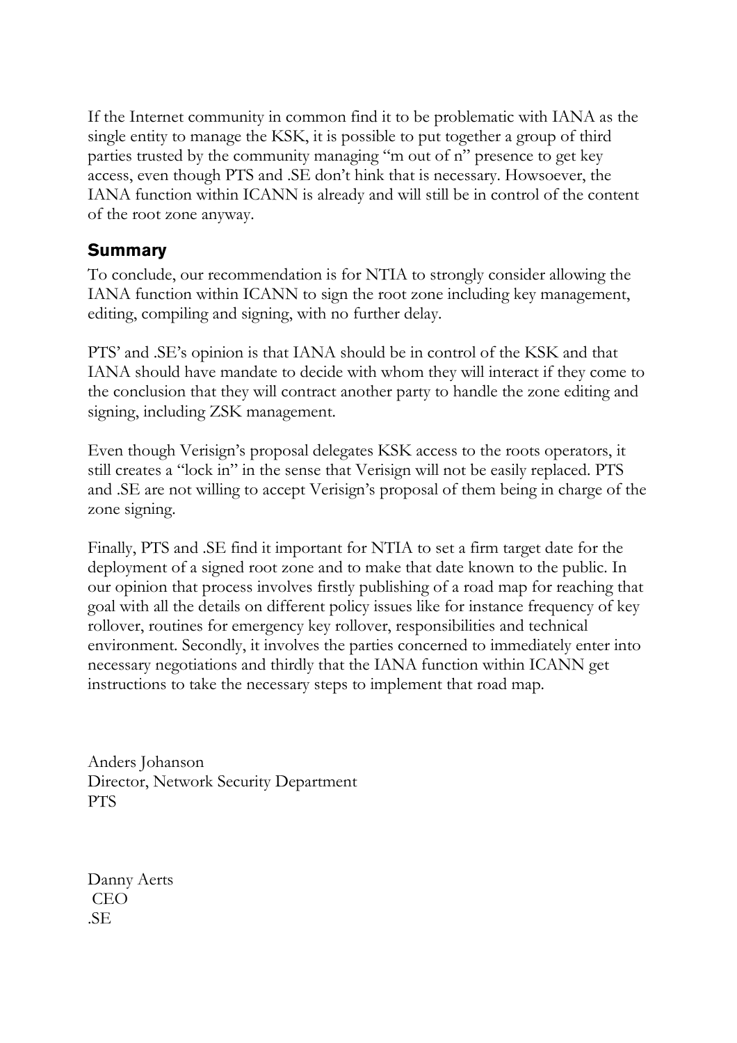If the Internet community in common find it to be problematic with IANA as the single entity to manage the KSK, it is possible to put together a group of third parties trusted by the community managing "m out of n" presence to get key access, even though PTS and .SE don't hink that is necessary. Howsoever, the IANA function within ICANN is already and will still be in control of the content of the root zone anyway.

## Summary

To conclude, our recommendation is for NTIA to strongly consider allowing the IANA function within ICANN to sign the root zone including key management, editing, compiling and signing, with no further delay.

PTS' and .SE's opinion is that IANA should be in control of the KSK and that IANA should have mandate to decide with whom they will interact if they come to the conclusion that they will contract another party to handle the zone editing and signing, including ZSK management.

Even though Verisign's proposal delegates KSK access to the roots operators, it still creates a "lock in" in the sense that Verisign will not be easily replaced. PTS and .SE are not willing to accept Verisign's proposal of them being in charge of the zone signing.

Finally, PTS and .SE find it important for NTIA to set a firm target date for the deployment of a signed root zone and to make that date known to the public. In our opinion that process involves firstly publishing of a road map for reaching that goal with all the details on different policy issues like for instance frequency of key rollover, routines for emergency key rollover, responsibilities and technical environment. Secondly, it involves the parties concerned to immediately enter into necessary negotiations and thirdly that the IANA function within ICANN get instructions to take the necessary steps to implement that road map.

Anders Johanson
Director, Network Security Department
PTS

Danny Aerts
CEO
.SE